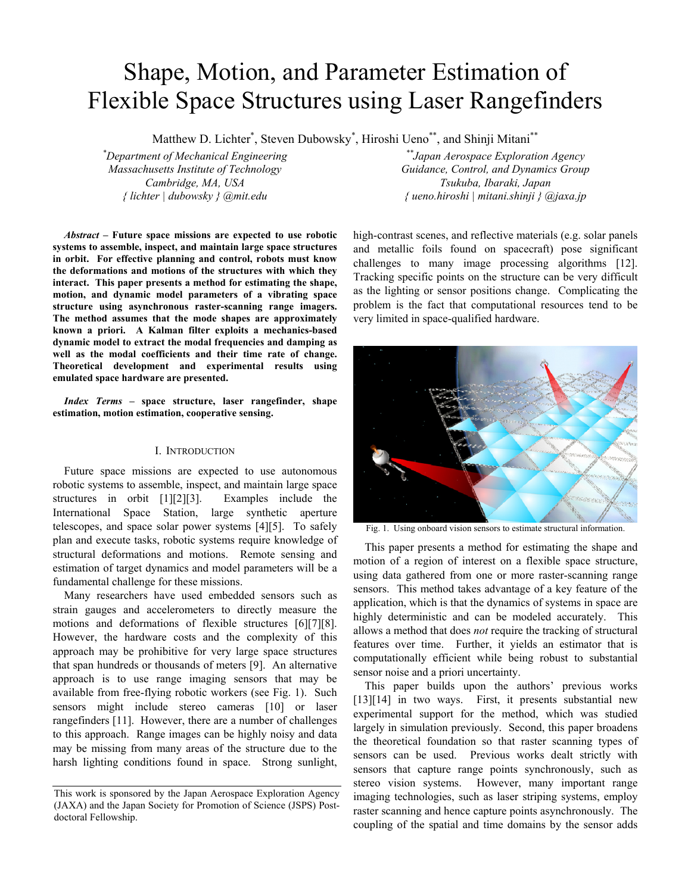# Shape, Motion, and Parameter Estimation of Flexible Space Structures using Laser Rangefinders

Matthew D. Lichter[*], Steven Dubowsky[*], Hiroshi Ueno[**], and Shinji Mitani[**]

[*]*Department of Mechanical Engineering*
*Massachusetts Institute of Technology*
*Cambridge, MA, USA*
*{ lichter | dubowsky } @mit.edu*

[**]*Japan Aerospace Exploration Agency*
*Guidance, Control, and Dynamics Group*
*Tsukuba, Ibaraki, Japan*
*{ ueno.hiroshi | mitani.shinji } @jaxa.jp*

***Abstract*** **– Future space missions are expected to use robotic systems to assemble, inspect, and maintain large space structures in orbit. For effective planning and control, robots must know the deformations and motions of the structures with which they interact. This paper presents a method for estimating the shape, motion, and dynamic model parameters of a vibrating space structure using asynchronous raster-scanning range imagers. The method assumes that the mode shapes are approximately known a priori. A Kalman filter exploits a mechanics-based dynamic model to extract the modal frequencies and damping as well as the modal coefficients and their time rate of change. Theoretical development and experimental results using emulated space hardware are presented.**

***Index Terms*** **– space structure, laser rangefinder, shape estimation, motion estimation, cooperative sensing.**

## I. Introduction

Future space missions are expected to use autonomous robotic systems to assemble, inspect, and maintain large space structures in orbit [1][2][3]. Examples include the International Space Station, large synthetic aperture telescopes, and space solar power systems [4][5]. To safely plan and execute tasks, robotic systems require knowledge of structural deformations and motions. Remote sensing and estimation of target dynamics and model parameters will be a fundamental challenge for these missions.

Many researchers have used embedded sensors such as strain gauges and accelerometers to directly measure the motions and deformations of flexible structures [6][7][8]. However, the hardware costs and the complexity of this approach may be prohibitive for very large space structures that span hundreds or thousands of meters [9]. An alternative approach is to use range imaging sensors that may be available from free-flying robotic workers (see Fig. 1). Such sensors might include stereo cameras [10] or laser rangefinders [11]. However, there are a number of challenges to this approach. Range images can be highly noisy and data may be missing from many areas of the structure due to the harsh lighting conditions found in space. Strong sunlight, high-contrast scenes, and reflective materials (e.g. solar panels and metallic foils found on spacecraft) pose significant challenges to many image processing algorithms [12]. Tracking specific points on the structure can be very difficult as the lighting or sensor positions change. Complicating the problem is the fact that computational resources tend to be very limited in space-qualified hardware.

Fig. 1. Using onboard vision sensors to estimate structural information.

This paper presents a method for estimating the shape and motion of a region of interest on a flexible space structure, using data gathered from one or more raster-scanning range sensors. This method takes advantage of a key feature of the application, which is that the dynamics of systems in space are highly deterministic and can be modeled accurately. This allows a method that does *not* require the tracking of structural features over time. Further, it yields an estimator that is computationally efficient while being robust to substantial sensor noise and a priori uncertainty.

This paper builds upon the authors' previous works [13][14] in two ways. First, it presents substantial new experimental support for the method, which was studied largely in simulation previously. Second, this paper broadens the theoretical foundation so that raster scanning types of sensors can be used. Previous works dealt strictly with sensors that capture range points synchronously, such as stereo vision systems. However, many important range imaging technologies, such as laser striping systems, employ raster scanning and hence capture points asynchronously. The coupling of the spatial and time domains by the sensor adds

This work is sponsored by the Japan Aerospace Exploration Agency (JAXA) and the Japan Society for Promotion of Science (JSPS) Post-doctoral Fellowship.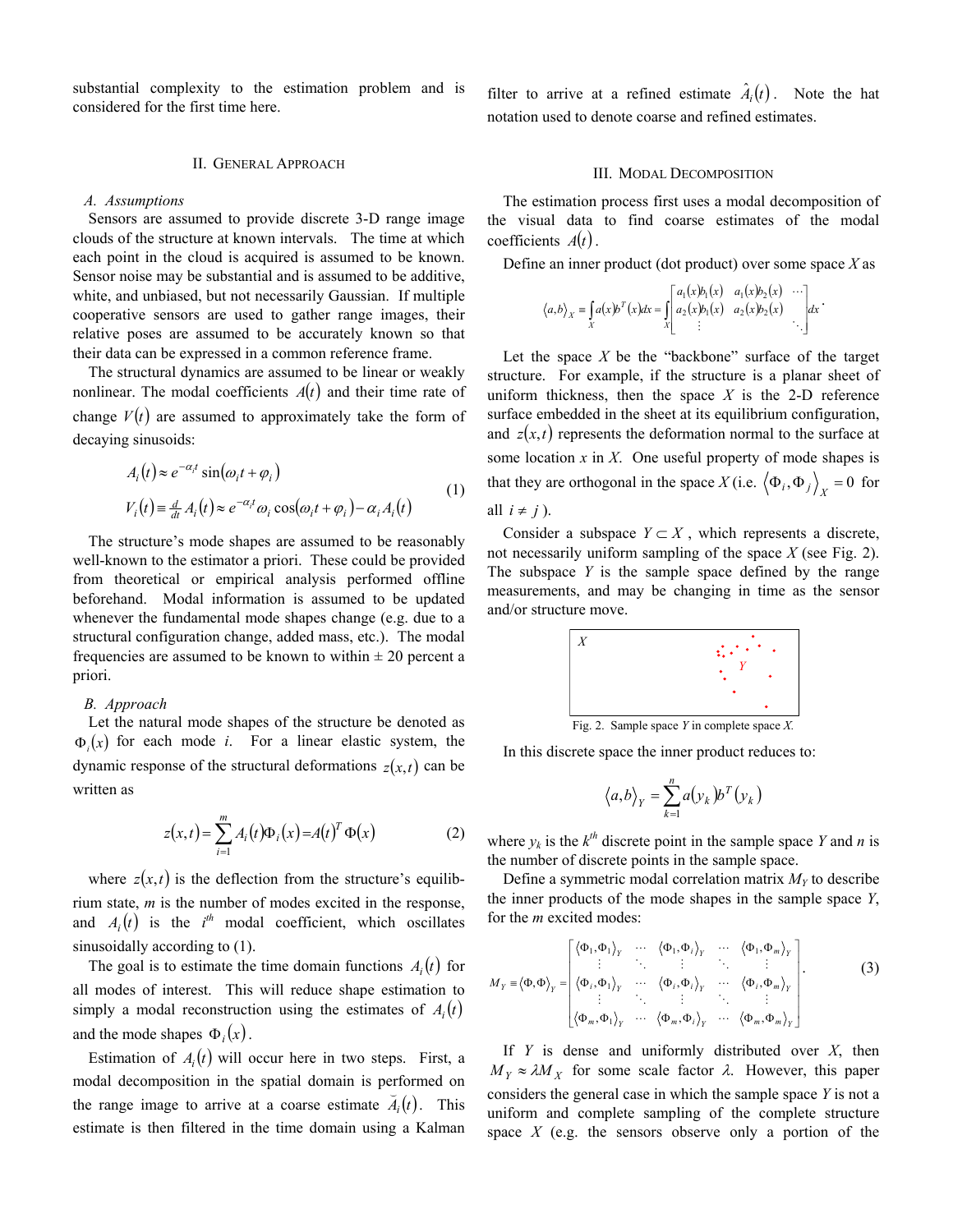substantial complexity to the estimation problem and is considered for the first time here.

## II. General Approach

### A. Assumptions

Sensors are assumed to provide discrete 3-D range image clouds of the structure at known intervals. The time at which each point in the cloud is acquired is assumed to be known. Sensor noise may be substantial and is assumed to be additive, white, and unbiased, but not necessarily Gaussian. If multiple cooperative sensors are used to gather range images, their relative poses are assumed to be accurately known so that their data can be expressed in a common reference frame.

The structural dynamics are assumed to be linear or weakly nonlinear. The modal coefficients $A(t)$ and their time rate of change $V(t)$ are assumed to approximately take the form of decaying sinusoids:

$$
\begin{aligned}
A_i(t) &\approx e^{-\alpha_i t}\sin(\omega_i t+\varphi_i) \\
V_i(t) &\equiv \tfrac{d}{dt}A_i(t) \approx e^{-\alpha_i t}\omega_i\cos(\omega_i t+\varphi_i)-\alpha_i A_i(t)
\end{aligned}
\tag{1}
$$

The structure's mode shapes are assumed to be reasonably well-known to the estimator a priori. These could be provided from theoretical or empirical analysis performed offline beforehand. Modal information is assumed to be updated whenever the fundamental mode shapes change (e.g. due to a structural configuration change, added mass, etc.). The modal frequencies are assumed to be known to within ± 20 percent a priori.

### B. Approach

Let the natural mode shapes of the structure be denoted as $\Phi_i(x)$ for each mode $i$. For a linear elastic system, the dynamic response of the structural deformations $z(x,t)$ can be written as

$$
z(x,t)=\sum_{i=1}^{m}A_i(t)\Phi_i(x)=A(t)^T\Phi(x) \tag{2}
$$

where $z(x,t)$ is the deflection from the structure's equilibrium state, $m$ is the number of modes excited in the response, and $A_i(t)$ is the $i^{th}$ modal coefficient, which oscillates sinusoidally according to (1).

The goal is to estimate the time domain functions $A_i(t)$ for all modes of interest. This will reduce shape estimation to simply a modal reconstruction using the estimates of $A_i(t)$ and the mode shapes $\Phi_i(x)$.

Estimation of $A_i(t)$ will occur here in two steps. First, a modal decomposition in the spatial domain is performed on the range image to arrive at a coarse estimate $\breve{A}_i(t)$. This estimate is then filtered in the time domain using a Kalman filter to arrive at a refined estimate $\hat{A}_i(t)$. Note the hat notation used to denote coarse and refined estimates.

## III. Modal Decomposition

The estimation process first uses a modal decomposition of the visual data to find coarse estimates of the modal coefficients $A(t)$.

Define an inner product (dot product) over some space $X$ as

$$
\langle a,b\rangle_X \equiv \int_X a(x)b^T(x)dx = \int_X \begin{bmatrix} a_1(x)b_1(x) & a_1(x)b_2(x) & \cdots \\ a_2(x)b_1(x) & a_2(x)b_2(x) & \\ \vdots & & \ddots \end{bmatrix} dx .
$$

Let the space $X$ be the "backbone" surface of the target structure. For example, if the structure is a planar sheet of uniform thickness, then the space $X$ is the 2-D reference surface embedded in the sheet at its equilibrium configuration, and $z(x,t)$ represents the deformation normal to the surface at some location $x$ in $X$. One useful property of mode shapes is that they are orthogonal in the space $X$ (i.e. $\langle \Phi_i,\Phi_j\rangle_X=0$ for all $i\neq j$).

Consider a subspace $Y\subset X$, which represents a discrete, not necessarily uniform sampling of the space $X$ (see Fig. 2). The subspace $Y$ is the sample space defined by the range measurements, and may be changing in time as the sensor and/or structure move.

Fig. 2. Sample space $Y$ in complete space $X$.

In this discrete space the inner product reduces to:

$$
\langle a,b\rangle_Y=\sum_{k=1}^{n}a(y_k)b^T(y_k)
$$

where $y_k$ is the $k^{th}$ discrete point in the sample space $Y$ and $n$ is the number of discrete points in the sample space.

Define a symmetric modal correlation matrix $M_Y$ to describe the inner products of the mode shapes in the sample space $Y$, for the $m$ excited modes:

$$
M_Y \equiv \langle \Phi,\Phi\rangle_Y = \begin{bmatrix} \langle \Phi_1,\Phi_1\rangle_Y & \cdots & \langle \Phi_1,\Phi_i\rangle_Y & \cdots & \langle \Phi_1,\Phi_m\rangle_Y \\ \vdots & \ddots & \vdots & \ddots & \vdots \\ \langle \Phi_i,\Phi_1\rangle_Y & \cdots & \langle \Phi_i,\Phi_i\rangle_Y & \cdots & \langle \Phi_i,\Phi_m\rangle_Y \\ \vdots & \ddots & \vdots & \ddots & \vdots \\ \langle \Phi_m,\Phi_1\rangle_Y & \cdots & \langle \Phi_m,\Phi_i\rangle_Y & \cdots & \langle \Phi_m,\Phi_m\rangle_Y \end{bmatrix}. \tag{3}
$$

If $Y$ is dense and uniformly distributed over $X$, then $M_Y \approx \lambda M_X$ for some scale factor $\lambda$. However, this paper considers the general case in which the sample space $Y$ is not a uniform and complete sampling of the complete structure space $X$ (e.g. the sensors observe only a portion of the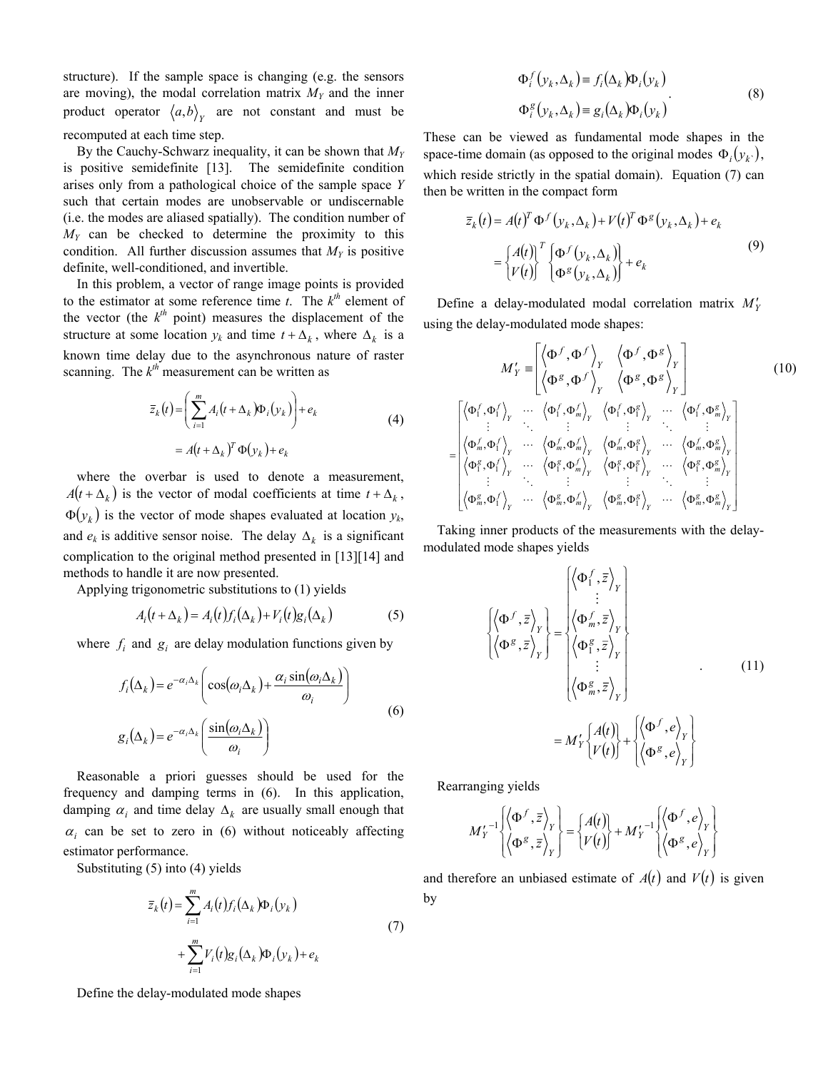structure). If the sample space is changing (e.g. the sensors are moving), the modal correlation matrix $M_Y$ and the inner product operator $\langle a,b \rangle_Y$ are not constant and must be recomputed at each time step.

By the Cauchy-Schwarz inequality, it can be shown that $M_Y$ is positive semidefinite [13]. The semidefinite condition arises only from a pathological choice of the sample space $Y$ such that certain modes are unobservable or undiscernable (i.e. the modes are aliased spatially). The condition number of $M_Y$ can be checked to determine the proximity to this condition. All further discussion assumes that $M_Y$ is positive definite, well-conditioned, and invertible.

In this problem, a vector of range image points is provided to the estimator at some reference time $t$. The $k^{th}$ element of the vector (the $k^{th}$ point) measures the displacement of the structure at some location $y_k$ and time $t+\Delta_k$, where $\Delta_k$ is a known time delay due to the asynchronous nature of raster scanning. The $k^{th}$ measurement can be written as

$$
\begin{aligned}
\bar{z}_k(t) &= \left( \sum_{i=1}^{m} A_i(t+\Delta_k)\Phi_i(y_k) \right) + e_k \\
&= A(t+\Delta_k)^T \Phi(y_k) + e_k
\end{aligned}
\tag{4}
$$

where the overbar is used to denote a measurement, $A(t+\Delta_k)$ is the vector of modal coefficients at time $t+\Delta_k$, $\Phi(y_k)$ is the vector of mode shapes evaluated at location $y_k$, and $e_k$ is additive sensor noise. The delay $\Delta_k$ is a significant complication to the original method presented in [13][14] and methods to handle it are now presented.

Applying trigonometric substitutions to (1) yields

$$
A_i(t+\Delta_k) = A_i(t) f_i(\Delta_k) + V_i(t) g_i(\Delta_k) \tag{5}
$$

where $f_i$ and $g_i$ are delay modulation functions given by

$$
\begin{aligned}
f_i(\Delta_k) &= e^{-\alpha_i \Delta_k} \left( \cos(\omega_i \Delta_k) + \frac{\alpha_i \sin(\omega_i \Delta_k)}{\omega_i} \right) \\
g_i(\Delta_k) &= e^{-\alpha_i \Delta_k} \left( \frac{\sin(\omega_i \Delta_k)}{\omega_i} \right)
\end{aligned}
\tag{6}
$$

Reasonable a priori guesses should be used for the frequency and damping terms in (6). In this application, damping $\alpha_i$ and time delay $\Delta_k$ are usually small enough that $\alpha_i$ can be set to zero in (6) without noticeably affecting estimator performance.

Substituting (5) into (4) yields

$$
\begin{aligned}
\bar{z}_k(t) &= \sum_{i=1}^{m} A_i(t) f_i(\Delta_k) \Phi_i(y_k) \\
&\quad + \sum_{i=1}^{m} V_i(t) g_i(\Delta_k) \Phi_i(y_k) + e_k
\end{aligned}
\tag{7}
$$

Define the delay-modulated mode shapes

$$
\begin{aligned}
\Phi_i^f(y_k,\Delta_k) &\equiv f_i(\Delta_k)\Phi_i(y_k) \\
\Phi_i^g(y_k,\Delta_k) &\equiv g_i(\Delta_k)\Phi_i(y_k)
\end{aligned}
\tag{8}
$$

These can be viewed as fundamental mode shapes in the space-time domain (as opposed to the original modes $\Phi_i(y_k)$, which reside strictly in the spatial domain). Equation (7) can then be written in the compact form

$$
\begin{aligned}
\bar{z}_k(t) &= A(t)^T \Phi^f(y_k,\Delta_k) + V(t)^T \Phi^g(y_k,\Delta_k) + e_k \\
&= \begin{Bmatrix} A(t) \\ V(t) \end{Bmatrix}^T \begin{Bmatrix} \Phi^f(y_k,\Delta_k) \\ \Phi^g(y_k,\Delta_k) \end{Bmatrix} + e_k
\end{aligned}
\tag{9}
$$

Define a delay-modulated modal correlation matrix $M'_Y$ using the delay-modulated mode shapes:

$$
M'_Y \equiv \begin{bmatrix} \langle \Phi^f,\Phi^f \rangle_Y & \langle \Phi^f,\Phi^g \rangle_Y \\ \langle \Phi^g,\Phi^f \rangle_Y & \langle \Phi^g,\Phi^g \rangle_Y \end{bmatrix}
\tag{10}
$$

$$
= \begin{bmatrix}
\langle \Phi_1^f,\Phi_1^f \rangle_Y & \cdots & \langle \Phi_1^f,\Phi_m^f \rangle_Y & \langle \Phi_1^f,\Phi_1^g \rangle_Y & \cdots & \langle \Phi_1^f,\Phi_m^g \rangle_Y \\
\vdots & \ddots & \vdots & \vdots & \ddots & \vdots \\
\langle \Phi_m^f,\Phi_1^f \rangle_Y & \cdots & \langle \Phi_m^f,\Phi_m^f \rangle_Y & \langle \Phi_m^f,\Phi_1^g \rangle_Y & \cdots & \langle \Phi_m^f,\Phi_m^g \rangle_Y \\
\langle \Phi_1^g,\Phi_1^f \rangle_Y & \cdots & \langle \Phi_1^g,\Phi_m^f \rangle_Y & \langle \Phi_1^g,\Phi_1^g \rangle_Y & \cdots & \langle \Phi_1^g,\Phi_m^g \rangle_Y \\
\vdots & \ddots & \vdots & \vdots & \ddots & \vdots \\
\langle \Phi_m^g,\Phi_1^f \rangle_Y & \cdots & \langle \Phi_m^g,\Phi_m^f \rangle_Y & \langle \Phi_m^g,\Phi_1^g \rangle_Y & \cdots & \langle \Phi_m^g,\Phi_m^g \rangle_Y
\end{bmatrix}
$$

Taking inner products of the measurements with the delay-modulated mode shapes yields

$$
\begin{aligned}
\begin{Bmatrix} \langle \Phi^f,\bar{z} \rangle_Y \\ \langle \Phi^g,\bar{z} \rangle_Y \end{Bmatrix} &= \begin{Bmatrix} \langle \Phi_1^f,\bar{z} \rangle_Y \\ \vdots \\ \langle \Phi_m^f,\bar{z} \rangle_Y \\ \langle \Phi_1^g,\bar{z} \rangle_Y \\ \vdots \\ \langle \Phi_m^g,\bar{z} \rangle_Y \end{Bmatrix} \\
&= M'_Y \begin{Bmatrix} A(t) \\ V(t) \end{Bmatrix} + \begin{Bmatrix} \langle \Phi^f,e \rangle_Y \\ \langle \Phi^g,e \rangle_Y \end{Bmatrix}
\end{aligned}
\tag{11}
$$

Rearranging yields

$$
M_Y'^{-1} \begin{Bmatrix} \langle \Phi^f,\bar{z} \rangle_Y \\ \langle \Phi^g,\bar{z} \rangle_Y \end{Bmatrix} = \begin{Bmatrix} A(t) \\ V(t) \end{Bmatrix} + M_Y'^{-1} \begin{Bmatrix} \langle \Phi^f,e \rangle_Y \\ \langle \Phi^g,e \rangle_Y \end{Bmatrix}
$$

and therefore an unbiased estimate of $A(t)$ and $V(t)$ is given by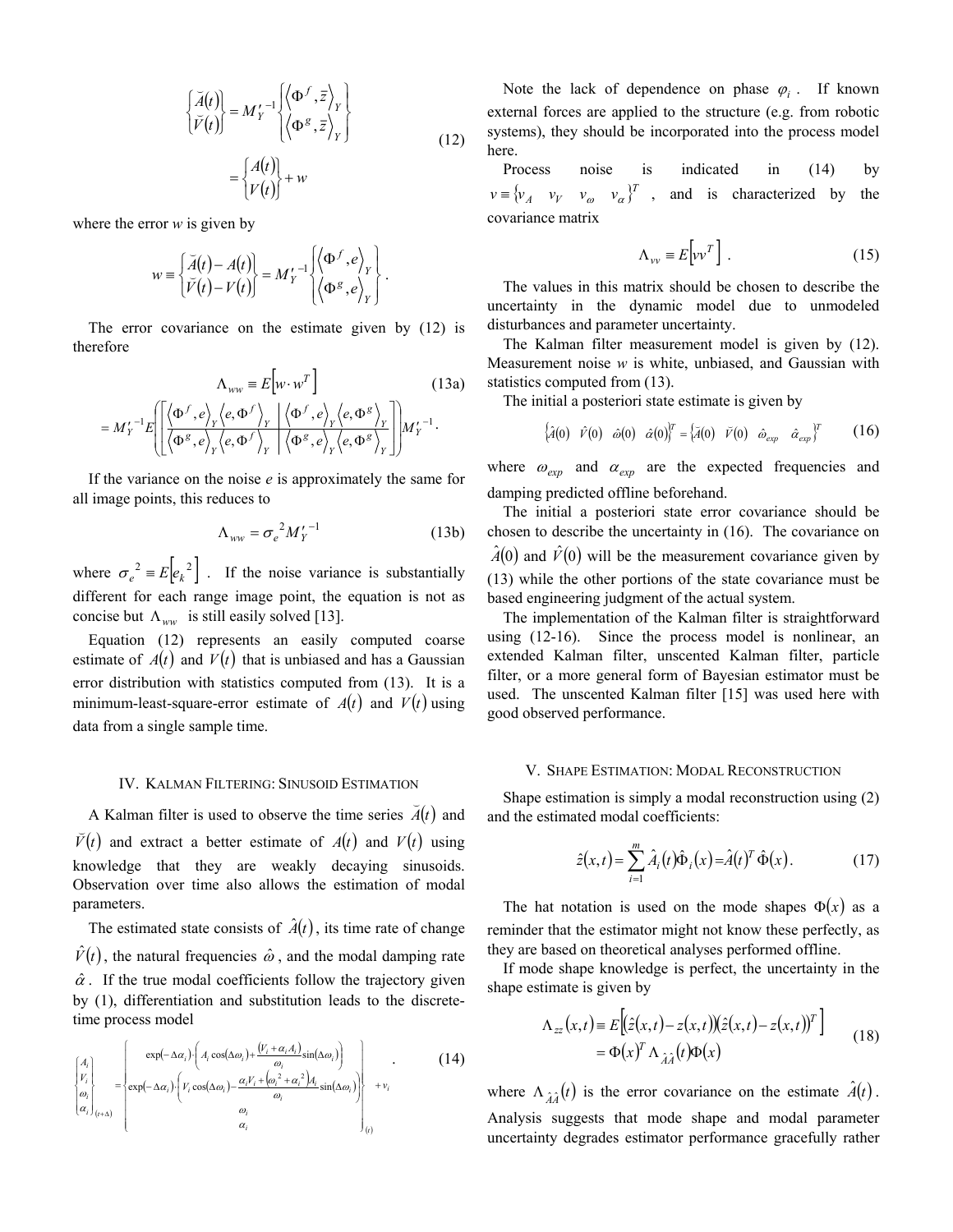$$
\begin{Bmatrix} \breve{A}(t) \\ \breve{V}(t) \end{Bmatrix} = M_Y'^{-1} \begin{Bmatrix} \langle \Phi^f, \bar{z} \rangle_Y \\ \langle \Phi^g, \bar{z} \rangle_Y \end{Bmatrix}
= \begin{Bmatrix} A(t) \\ V(t) \end{Bmatrix} + w \tag{12}
$$

where the error $w$ is given by

$$
w \equiv \begin{Bmatrix} \breve{A}(t) - A(t) \\ \breve{V}(t) - V(t) \end{Bmatrix} = M_Y'^{-1} \begin{Bmatrix} \langle \Phi^f, e \rangle_Y \\ \langle \Phi^g, e \rangle_Y \end{Bmatrix} .
$$

The error covariance on the estimate given by (12) is therefore

$$
\Lambda_{ww} \equiv E\left[ w \cdot w^T \right] \tag{13a}
$$

$$
= M_Y'^{-1} E\left( \left[ \begin{array}{c|c} \langle \Phi^f, e \rangle_Y \langle e, \Phi^f \rangle_Y & \langle \Phi^f, e \rangle_Y \langle e, \Phi^g \rangle_Y \\ \hline \langle \Phi^g, e \rangle_Y \langle e, \Phi^f \rangle_Y & \langle \Phi^g, e \rangle_Y \langle e, \Phi^g \rangle_Y \end{array} \right] \right) M_Y'^{-1} .
$$

If the variance on the noise $e$ is approximately the same for all image points, this reduces to

$$
\Lambda_{ww} = \sigma_e^{\,2} M_Y'^{-1} \tag{13b}
$$

where $\sigma_e^{\,2} \equiv E\left[ e_k^{\,2} \right]$. If the noise variance is substantially different for each range image point, the equation is not as concise but $\Lambda_{ww}$ is still easily solved [13].

Equation (12) represents an easily computed coarse estimate of $A(t)$ and $V(t)$ that is unbiased and has a Gaussian error distribution with statistics computed from (13). It is a minimum-least-square-error estimate of $A(t)$ and $V(t)$ using data from a single sample time.

## IV. Kalman Filtering: Sinusoid Estimation

A Kalman filter is used to observe the time series $\breve{A}(t)$ and $\breve{V}(t)$ and extract a better estimate of $A(t)$ and $V(t)$ using knowledge that they are weakly decaying sinusoids. Observation over time also allows the estimation of modal parameters.

The estimated state consists of $\hat{A}(t)$, its time rate of change $\hat{V}(t)$, the natural frequencies $\hat{\omega}$, and the modal damping rate $\hat{\alpha}$. If the true modal coefficients follow the trajectory given by (1), differentiation and substitution leads to the discrete-time process model

$$
\begin{Bmatrix} A_i \\ V_i \\ \omega_i \\ \alpha_i \end{Bmatrix}_{(t+\Delta)} = \begin{Bmatrix} \exp(-\Delta\alpha_i) \cdot \left( A_i \cos(\Delta\omega_i) + \dfrac{(V_i + \alpha_i A_i)}{\omega_i} \sin(\Delta\omega_i) \right) \\ \exp(-\Delta\alpha_i) \cdot \left( V_i \cos(\Delta\omega_i) - \dfrac{\alpha_i V_i + (\omega_i^{\,2} + \alpha_i^{\,2}) A_i}{\omega_i} \sin(\Delta\omega_i) \right) \\ \omega_i \\ \alpha_i \end{Bmatrix}_{(t)} + v_i \tag{14}
$$

Note the lack of dependence on phase $\varphi_i$. If known external forces are applied to the structure (e.g. from robotic systems), they should be incorporated into the process model here.

Process noise is indicated in (14) by $v \equiv \{ v_A \quad v_V \quad v_\omega \quad v_\alpha \}^T$, and is characterized by the covariance matrix

$$
\Lambda_{vv} \equiv E\left[ v v^T \right] . \tag{15}
$$

The values in this matrix should be chosen to describe the uncertainty in the dynamic model due to unmodeled disturbances and parameter uncertainty.

The Kalman filter measurement model is given by (12). Measurement noise $w$ is white, unbiased, and Gaussian with statistics computed from (13).

The initial a posteriori state estimate is given by

$$
\left\{ \hat{A}(0) \quad \hat{V}(0) \quad \hat{\omega}(0) \quad \hat{\alpha}(0) \right\}^T = \left\{ \breve{A}(0) \quad \breve{V}(0) \quad \hat{\omega}_{exp} \quad \hat{\alpha}_{exp} \right\}^T \tag{16}
$$

where $\omega_{exp}$ and $\alpha_{exp}$ are the expected frequencies and damping predicted offline beforehand.

The initial a posteriori state error covariance should be chosen to describe the uncertainty in (16). The covariance on $\hat{A}(0)$ and $\hat{V}(0)$ will be the measurement covariance given by (13) while the other portions of the state covariance must be based engineering judgment of the actual system.

The implementation of the Kalman filter is straightforward using (12-16). Since the process model is nonlinear, an extended Kalman filter, unscented Kalman filter, particle filter, or a more general form of Bayesian estimator must be used. The unscented Kalman filter [15] was used here with good observed performance.

## V. Shape Estimation: Modal Reconstruction

Shape estimation is simply a modal reconstruction using (2) and the estimated modal coefficients:

$$
\hat{z}(x,t) = \sum_{i=1}^{m} \hat{A}_i(t) \hat{\Phi}_i(x) = \hat{A}(t)^T \hat{\Phi}(x) . \tag{17}
$$

The hat notation is used on the mode shapes $\Phi(x)$ as a reminder that the estimator might not know these perfectly, as they are based on theoretical analyses performed offline.

If mode shape knowledge is perfect, the uncertainty in the shape estimate is given by

$$
\begin{aligned} \Lambda_{zz}(x,t) &\equiv E\left[ (\hat{z}(x,t) - z(x,t))(\hat{z}(x,t) - z(x,t))^T \right] \\ &= \Phi(x)^T \Lambda_{\hat{A}\hat{A}}(t) \Phi(x) \end{aligned} \tag{18}
$$

where $\Lambda_{\hat{A}\hat{A}}(t)$ is the error covariance on the estimate $\hat{A}(t)$. Analysis suggests that mode shape and modal parameter uncertainty degrades estimator performance gracefully rather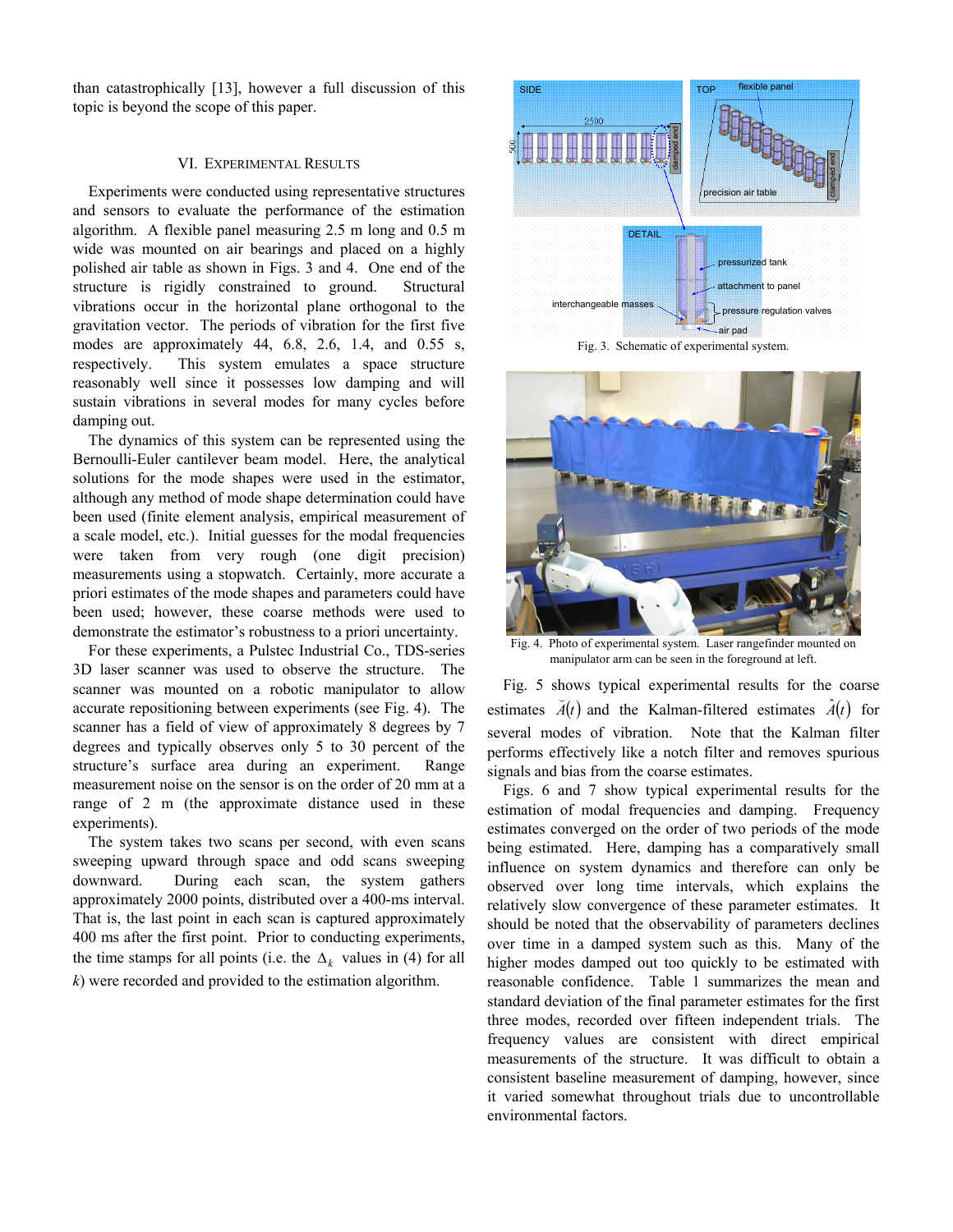than catastrophically [13], however a full discussion of this topic is beyond the scope of this paper.

## VI. Experimental Results

Experiments were conducted using representative structures and sensors to evaluate the performance of the estimation algorithm. A flexible panel measuring 2.5 m long and 0.5 m wide was mounted on air bearings and placed on a highly polished air table as shown in Figs. 3 and 4. One end of the structure is rigidly constrained to ground. Structural vibrations occur in the horizontal plane orthogonal to the gravitation vector. The periods of vibration for the first five modes are approximately 44, 6.8, 2.6, 1.4, and 0.55 s, respectively. This system emulates a space structure reasonably well since it possesses low damping and will sustain vibrations in several modes for many cycles before damping out.

The dynamics of this system can be represented using the Bernoulli-Euler cantilever beam model. Here, the analytical solutions for the mode shapes were used in the estimator, although any method of mode shape determination could have been used (finite element analysis, empirical measurement of a scale model, etc.). Initial guesses for the modal frequencies were taken from very rough (one digit precision) measurements using a stopwatch. Certainly, more accurate a priori estimates of the mode shapes and parameters could have been used; however, these coarse methods were used to demonstrate the estimator's robustness to a priori uncertainty.

For these experiments, a Pulstec Industrial Co., TDS-series 3D laser scanner was used to observe the structure. The scanner was mounted on a robotic manipulator to allow accurate repositioning between experiments (see Fig. 4). The scanner has a field of view of approximately 8 degrees by 7 degrees and typically observes only 5 to 30 percent of the structure's surface area during an experiment. Range measurement noise on the sensor is on the order of 20 mm at a range of 2 m (the approximate distance used in these experiments).

The system takes two scans per second, with even scans sweeping upward through space and odd scans sweeping downward. During each scan, the system gathers approximately 2000 points, distributed over a 400-ms interval. That is, the last point in each scan is captured approximately 400 ms after the first point. Prior to conducting experiments, the time stamps for all points (i.e. the $\Delta_k$ values in (4) for all $k$) were recorded and provided to the estimation algorithm.

Fig. 3. Schematic of experimental system.

Fig. 4. Photo of experimental system. Laser rangefinder mounted on manipulator arm can be seen in the foreground at left.

Fig. 5 shows typical experimental results for the coarse estimates $\breve{A}(t)$ and the Kalman-filtered estimates $\hat{A}(t)$ for several modes of vibration. Note that the Kalman filter performs effectively like a notch filter and removes spurious signals and bias from the coarse estimates.

Figs. 6 and 7 show typical experimental results for the estimation of modal frequencies and damping. Frequency estimates converged on the order of two periods of the mode being estimated. Here, damping has a comparatively small influence on system dynamics and therefore can only be observed over long time intervals, which explains the relatively slow convergence of these parameter estimates. It should be noted that the observability of parameters declines over time in a damped system such as this. Many of the higher modes damped out too quickly to be estimated with reasonable confidence. Table 1 summarizes the mean and standard deviation of the final parameter estimates for the first three modes, recorded over fifteen independent trials. The frequency values are consistent with direct empirical measurements of the structure. It was difficult to obtain a consistent baseline measurement of damping, however, since it varied somewhat throughout trials due to uncontrollable environmental factors.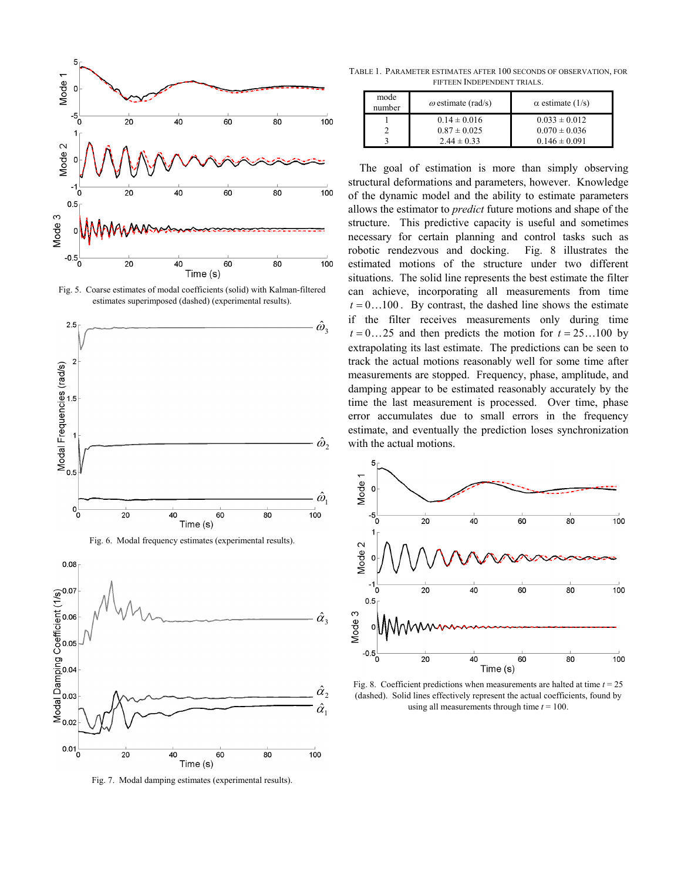Fig. 5. Coarse estimates of modal coefficients (solid) with Kalman-filtered estimates superimposed (dashed) (experimental results).

Fig. 6. Modal frequency estimates (experimental results).

Fig. 7. Modal damping estimates (experimental results).

TABLE 1. PARAMETER ESTIMATES AFTER 100 SECONDS OF OBSERVATION, FOR FIFTEEN INDEPENDENT TRIALS.

| mode number | $\omega$ estimate (rad/s) | $\alpha$ estimate (1/s) |
|---|---|---|
| 1 | $0.14 \pm 0.016$ | $0.033 \pm 0.012$ |
| 2 | $0.87 \pm 0.025$ | $0.070 \pm 0.036$ |
| 3 | $2.44 \pm 0.33$ | $0.146 \pm 0.091$ |

The goal of estimation is more than simply observing structural deformations and parameters, however. Knowledge of the dynamic model and the ability to estimate parameters allows the estimator to *predict* future motions and shape of the structure. This predictive capacity is useful and sometimes necessary for certain planning and control tasks such as robotic rendezvous and docking. Fig. 8 illustrates the estimated motions of the structure under two different situations. The solid line represents the best estimate the filter can achieve, incorporating all measurements from time $t = 0 \ldots 100$. By contrast, the dashed line shows the estimate if the filter receives measurements only during time $t = 0 \ldots 25$ and then predicts the motion for $t = 25 \ldots 100$ by extrapolating its last estimate. The predictions can be seen to track the actual motions reasonably well for some time after measurements are stopped. Frequency, phase, amplitude, and damping appear to be estimated reasonably accurately by the time the last measurement is processed. Over time, phase error accumulates due to small errors in the frequency estimate, and eventually the prediction loses synchronization with the actual motions.

Fig. 8. Coefficient predictions when measurements are halted at time $t = 25$ (dashed). Solid lines effectively represent the actual coefficients, found by using all measurements through time $t = 100$.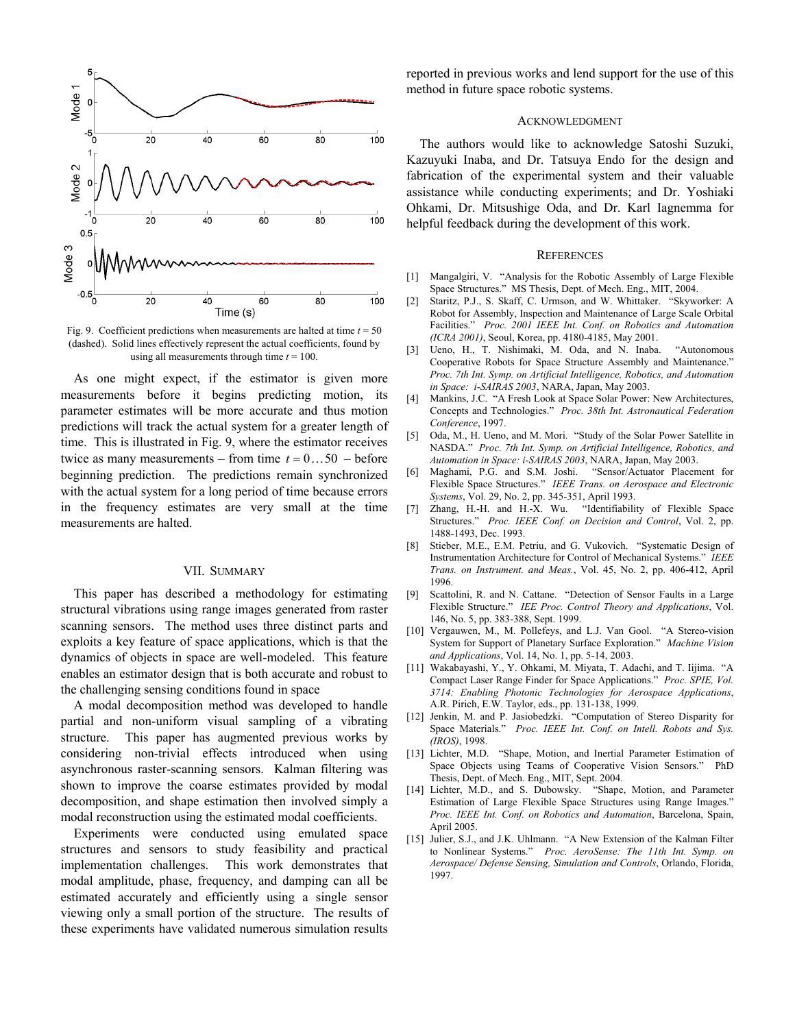Mode 1
5
0
-5
0 20 40 60 80 100

Mode 2
1
0
-1
0 20 40 60 80 100

Mode 3
0.5
0
-0.5
0 20 40 60 80 100
Time (s)

Fig. 9. Coefficient predictions when measurements are halted at time $t = 50$ (dashed). Solid lines effectively represent the actual coefficients, found by using all measurements through time $t = 100$.

As one might expect, if the estimator is given more measurements before it begins predicting motion, its parameter estimates will be more accurate and thus motion predictions will track the actual system for a greater length of time. This is illustrated in Fig. 9, where the estimator receives twice as many measurements – from time $t = 0 \ldots 50$ – before beginning prediction. The predictions remain synchronized with the actual system for a long period of time because errors in the frequency estimates are very small at the time measurements are halted.

## VII. Summary

This paper has described a methodology for estimating structural vibrations using range images generated from raster scanning sensors. The method uses three distinct parts and exploits a key feature of space applications, which is that the dynamics of objects in space are well-modeled. This feature enables an estimator design that is both accurate and robust to the challenging sensing conditions found in space

A modal decomposition method was developed to handle partial and non-uniform visual sampling of a vibrating structure. This paper has augmented previous works by considering non-trivial effects introduced when using asynchronous raster-scanning sensors. Kalman filtering was shown to improve the coarse estimates provided by modal decomposition, and shape estimation then involved simply a modal reconstruction using the estimated modal coefficients.

Experiments were conducted using emulated space structures and sensors to study feasibility and practical implementation challenges. This work demonstrates that modal amplitude, phase, frequency, and damping can all be estimated accurately and efficiently using a single sensor viewing only a small portion of the structure. The results of these experiments have validated numerous simulation results reported in previous works and lend support for the use of this method in future space robotic systems.

## Acknowledgment

The authors would like to acknowledge Satoshi Suzuki, Kazuyuki Inaba, and Dr. Tatsuya Endo for the design and fabrication of the experimental system and their valuable assistance while conducting experiments; and Dr. Yoshiaki Ohkami, Dr. Mitsushige Oda, and Dr. Karl Iagnemma for helpful feedback during the development of this work.

## References

[1] Mangalgiri, V. "Analysis for the Robotic Assembly of Large Flexible Space Structures." MS Thesis, Dept. of Mech. Eng., MIT, 2004.

[2] Staritz, P.J., S. Skaff, C. Urmson, and W. Whittaker. "Skyworker: A Robot for Assembly, Inspection and Maintenance of Large Scale Orbital Facilities." *Proc. 2001 IEEE Int. Conf. on Robotics and Automation (ICRA 2001)*, Seoul, Korea, pp. 4180-4185, May 2001.

[3] Ueno, H., T. Nishimaki, M. Oda, and N. Inaba. "Autonomous Cooperative Robots for Space Structure Assembly and Maintenance." *Proc. 7th Int. Symp. on Artificial Intelligence, Robotics, and Automation in Space: i-SAIRAS 2003*, NARA, Japan, May 2003.

[4] Mankins, J.C. "A Fresh Look at Space Solar Power: New Architectures, Concepts and Technologies." *Proc. 38th Int. Astronautical Federation Conference*, 1997.

[5] Oda, M., H. Ueno, and M. Mori. "Study of the Solar Power Satellite in NASDA." *Proc. 7th Int. Symp. on Artificial Intelligence, Robotics, and Automation in Space: i-SAIRAS 2003*, NARA, Japan, May 2003.

[6] Maghami, P.G. and S.M. Joshi. "Sensor/Actuator Placement for Flexible Space Structures." *IEEE Trans. on Aerospace and Electronic Systems*, Vol. 29, No. 2, pp. 345-351, April 1993.

[7] Zhang, H.-H. and H.-X. Wu. "Identifiability of Flexible Space Structures." *Proc. IEEE Conf. on Decision and Control*, Vol. 2, pp. 1488-1493, Dec. 1993.

[8] Stieber, M.E., E.M. Petriu, and G. Vukovich. "Systematic Design of Instrumentation Architecture for Control of Mechanical Systems." *IEEE Trans. on Instrument. and Meas.*, Vol. 45, No. 2, pp. 406-412, April 1996.

[9] Scattolini, R. and N. Cattane. "Detection of Sensor Faults in a Large Flexible Structure." *IEE Proc. Control Theory and Applications*, Vol. 146, No. 5, pp. 383-388, Sept. 1999.

[10] Vergauwen, M., M. Pollefeys, and L.J. Van Gool. "A Stereo-vision System for Support of Planetary Surface Exploration." *Machine Vision and Applications*, Vol. 14, No. 1, pp. 5-14, 2003.

[11] Wakabayashi, Y., Y. Ohkami, M. Miyata, T. Adachi, and T. Iijima. "A Compact Laser Range Finder for Space Applications." *Proc. SPIE, Vol. 3714: Enabling Photonic Technologies for Aerospace Applications*, A.R. Pirich, E.W. Taylor, eds., pp. 131-138, 1999.

[12] Jenkin, M. and P. Jasiobedzki. "Computation of Stereo Disparity for Space Materials." *Proc. IEEE Int. Conf. on Intell. Robots and Sys. (IROS)*, 1998.

[13] Lichter, M.D. "Shape, Motion, and Inertial Parameter Estimation of Space Objects using Teams of Cooperative Vision Sensors." PhD Thesis, Dept. of Mech. Eng., MIT, Sept. 2004.

[14] Lichter, M.D., and S. Dubowsky. "Shape, Motion, and Parameter Estimation of Large Flexible Space Structures using Range Images." *Proc. IEEE Int. Conf. on Robotics and Automation*, Barcelona, Spain, April 2005.

[15] Julier, S.J., and J.K. Uhlmann. "A New Extension of the Kalman Filter to Nonlinear Systems." *Proc. AeroSense: The 11th Int. Symp. on Aerospace/ Defense Sensing, Simulation and Controls*, Orlando, Florida, 1997.